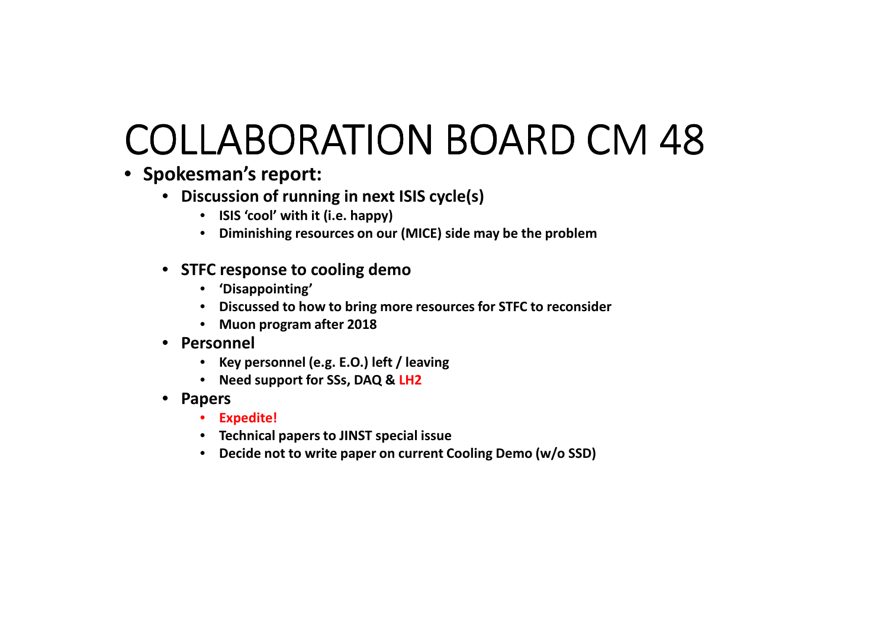# COLLABORATION BOARD CM 48

- **Spokesman's report:**
  - **Discussion of running in next ISIS cycle(s)**
    - **ISIS 'cool' with it (i.e. happy)**
    - **Diminishing resources on our (MICE) side may be the problem**
  - **STFC response to cooling demo**
    - **'Disappointing'**
    - **Discussed to how to bring more resources for STFC to reconsider**
    - **Muon program after 2018**
  - **Personnel**
    - **Key personnel (e.g. E.O.) left / leaving**
    - **Need support for SSs, DAQ & LH2**
  - **Papers**
    - **Expedite!**
    - **Technical papers to JINST special issue**
    - **Decide not to write paper on current Cooling Demo (w/o SSD)**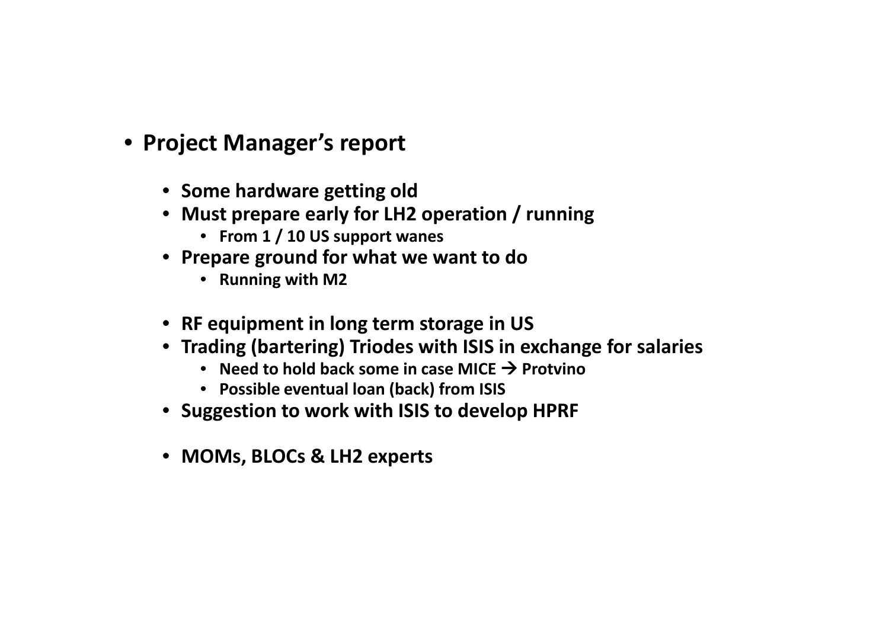- **Project Manager's report**

  - **Some hardware getting old**
  - **Must prepare early for LH2 operation / running**
    - **From 1 / 10 US support wanes**
  - **Prepare ground for what we want to do**
    - **Running with M2**

  - **RF equipment in long term storage in US**
  - **Trading (bartering) Triodes with ISIS in exchange for salaries**
    - **Need to hold back some in case MICE → Protvino**
    - **Possible eventual loan (back) from ISIS**
  - **Suggestion to work with ISIS to develop HPRF**

  - **MOMs, BLOCs & LH2 experts**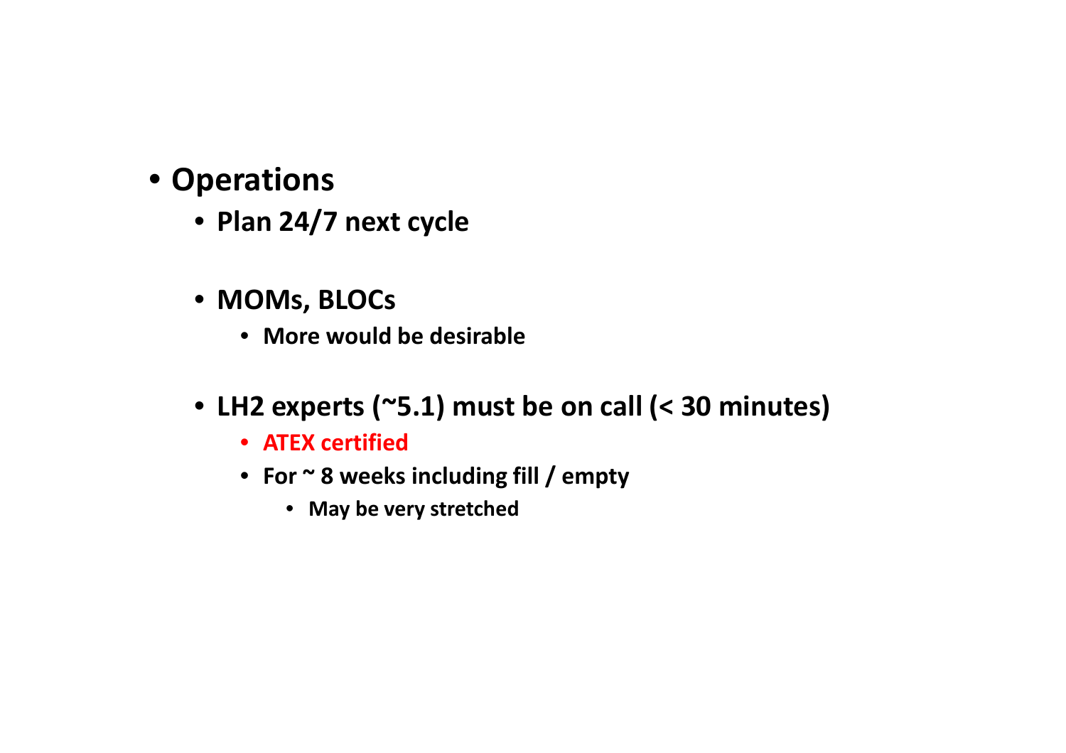- **Operations**
  - **Plan 24/7 next cycle**

  - **MOMs, BLOCs**
    - **More would be desirable**

  - **LH2 experts (~5.1) must be on call (< 30 minutes)**
    - **ATEX certified**
    - **For ~ 8 weeks including fill / empty**
      - **May be very stretched**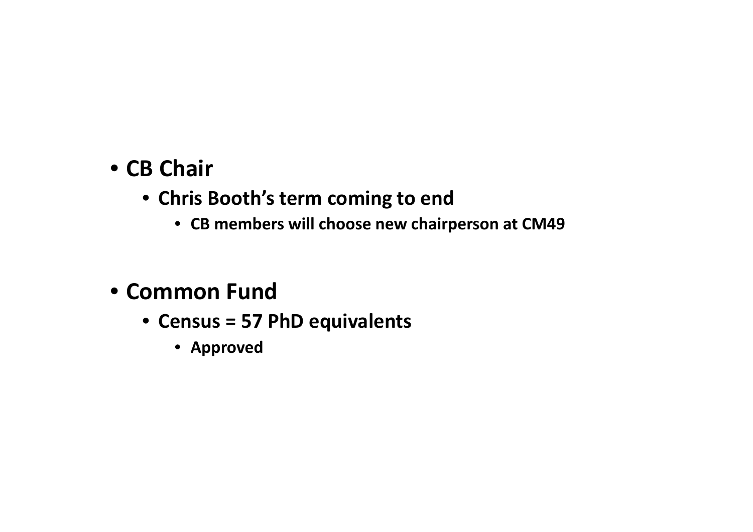- **CB Chair**
  - **Chris Booth's term coming to end**
    - **CB members will choose new chairperson at CM49**

- **Common Fund**
  - **Census = 57 PhD equivalents**
    - **Approved**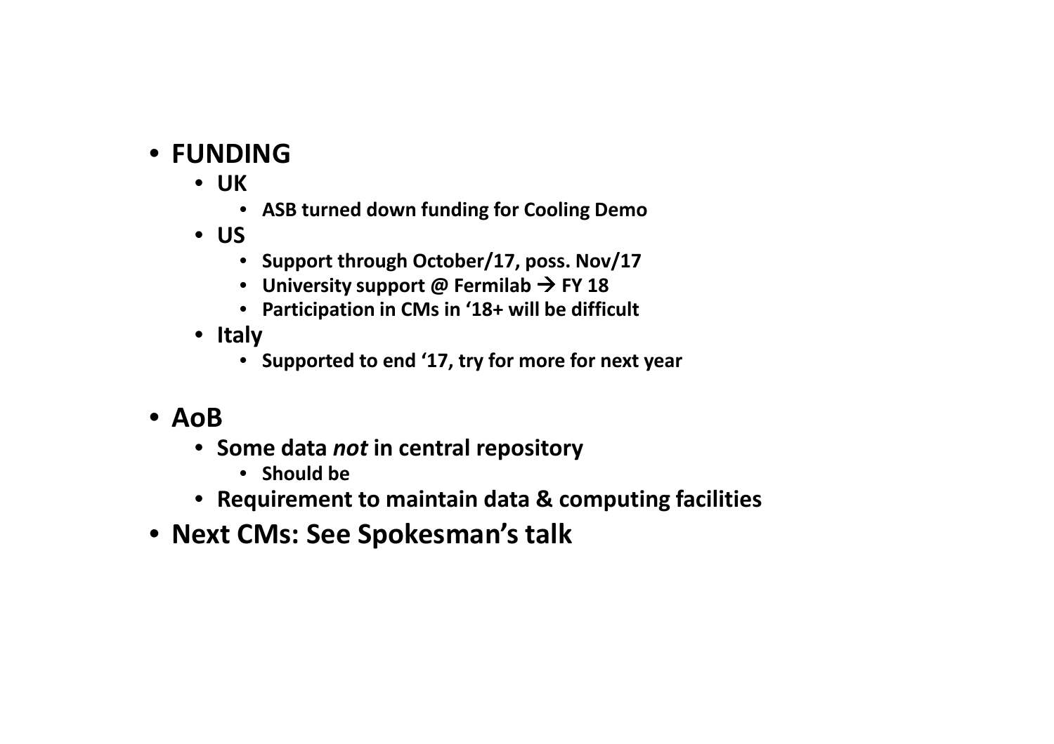- **FUNDING**
  - **UK**
    - **ASB turned down funding for Cooling Demo**
  - **US**
    - **Support through October/17, poss. Nov/17**
    - **University support @ Fermilab → FY 18**
    - **Participation in CMs in '18+ will be difficult**
  - **Italy**
    - **Supported to end '17, try for more for next year**

- **AoB**
  - **Some data *not* in central repository**
    - **Should be**
  - **Requirement to maintain data & computing facilities**
- **Next CMs: See Spokesman's talk**